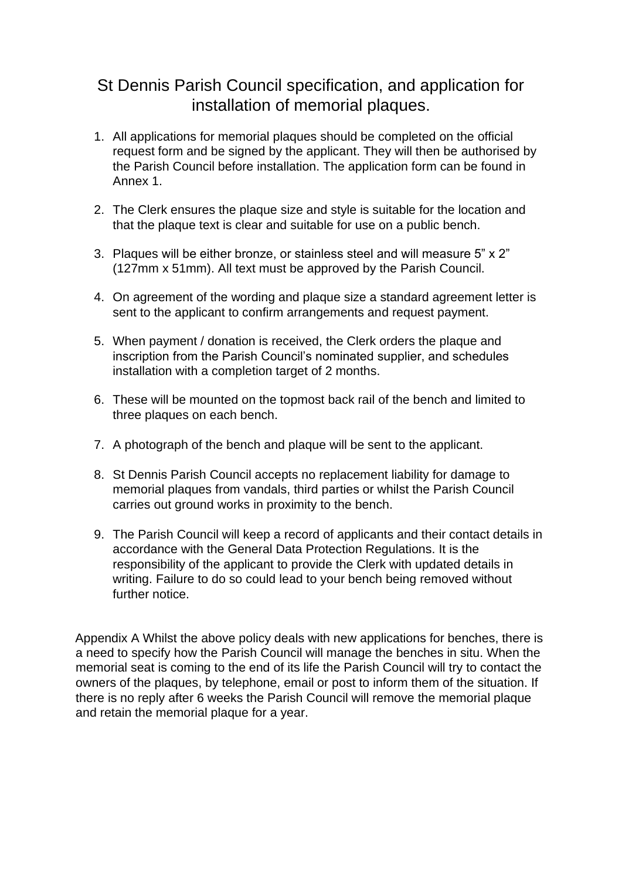# St Dennis Parish Council specification, and application for installation of memorial plaques.

1. All applications for memorial plaques should be completed on the official request form and be signed by the applicant. They will then be authorised by the Parish Council before installation. The application form can be found in Annex 1.

2. The Clerk ensures the plaque size and style is suitable for the location and that the plaque text is clear and suitable for use on a public bench.

3. Plaques will be either bronze, or stainless steel and will measure 5" x 2" (127mm x 51mm). All text must be approved by the Parish Council.

4. On agreement of the wording and plaque size a standard agreement letter is sent to the applicant to confirm arrangements and request payment.

5. When payment / donation is received, the Clerk orders the plaque and inscription from the Parish Council's nominated supplier, and schedules installation with a completion target of 2 months.

6. These will be mounted on the topmost back rail of the bench and limited to three plaques on each bench.

7. A photograph of the bench and plaque will be sent to the applicant.

8. St Dennis Parish Council accepts no replacement liability for damage to memorial plaques from vandals, third parties or whilst the Parish Council carries out ground works in proximity to the bench.

9. The Parish Council will keep a record of applicants and their contact details in accordance with the General Data Protection Regulations. It is the responsibility of the applicant to provide the Clerk with updated details in writing. Failure to do so could lead to your bench being removed without further notice.

Appendix A Whilst the above policy deals with new applications for benches, there is a need to specify how the Parish Council will manage the benches in situ. When the memorial seat is coming to the end of its life the Parish Council will try to contact the owners of the plaques, by telephone, email or post to inform them of the situation. If there is no reply after 6 weeks the Parish Council will remove the memorial plaque and retain the memorial plaque for a year.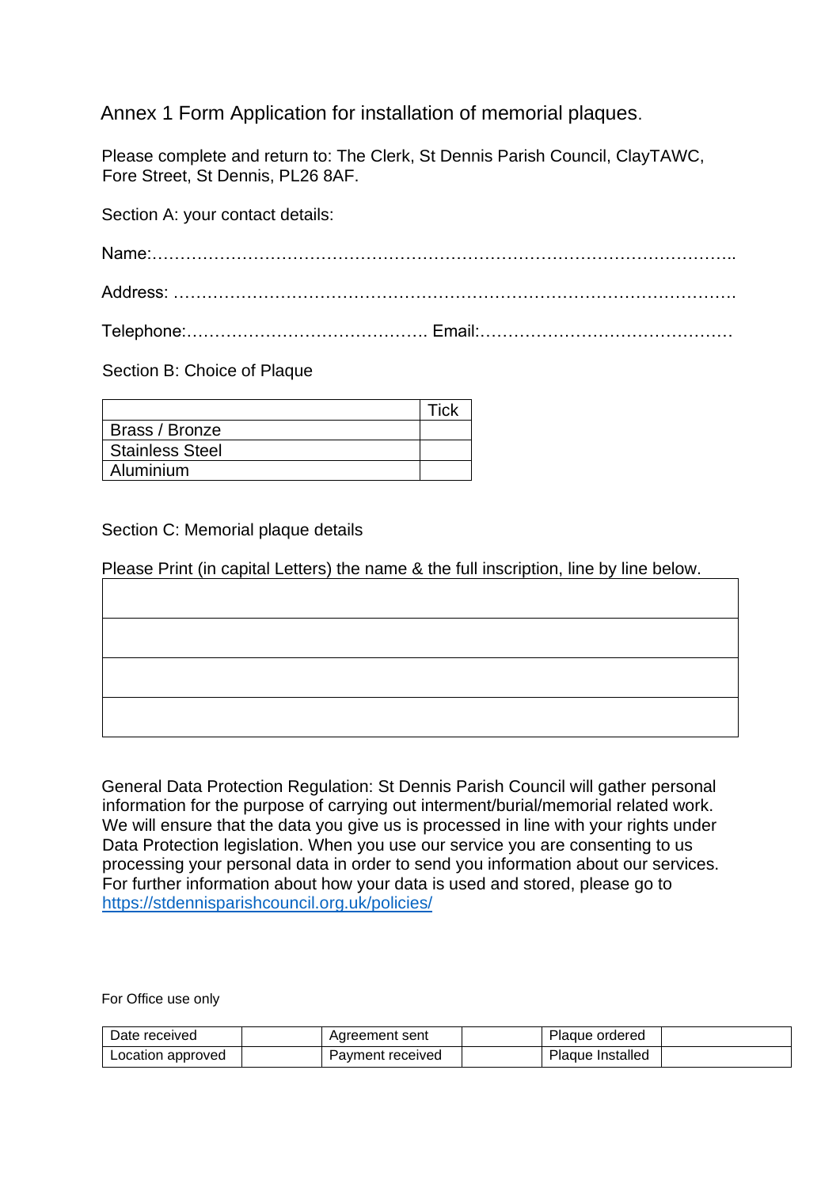# Annex 1 Form Application for installation of memorial plaques.

Please complete and return to: The Clerk, St Dennis Parish Council, ClayTAWC, Fore Street, St Dennis, PL26 8AF.

Section A: your contact details:

Name:………………………………………………………………………………………..

Address: ……………………………………………………………………………………….

Telephone:……………………………………. Email:………………………………………

Section B: Choice of Plaque

| | Tick |
|---|---|
| Brass / Bronze | |
| Stainless Steel | |
| Aluminium | |

Section C: Memorial plaque details

Please Print (in capital Letters) the name & the full inscription, line by line below.

| |
|---|
| |
| |
| |
| |

General Data Protection Regulation: St Dennis Parish Council will gather personal information for the purpose of carrying out interment/burial/memorial related work. We will ensure that the data you give us is processed in line with your rights under Data Protection legislation. When you use our service you are consenting to us processing your personal data in order to send you information about our services. For further information about how your data is used and stored, please go to https://stdennisparishcouncil.org.uk/policies/

For Office use only

| Date received | | Agreement sent | | Plaque ordered | |
|---|---|---|---|---|---|
| Location approved | | Payment received | | Plaque Installed | |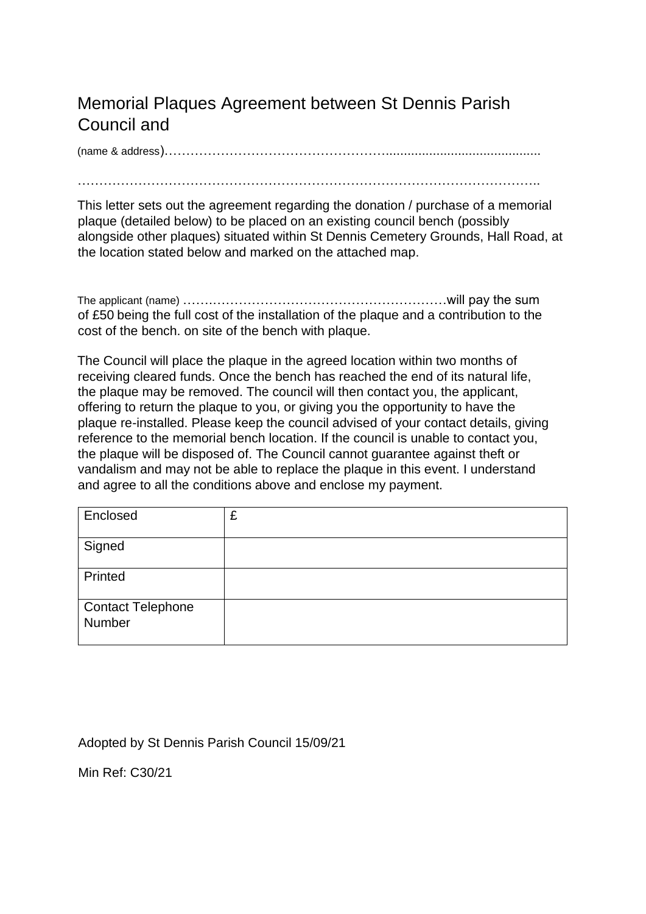# Memorial Plaques Agreement between St Dennis Parish Council and

(name & address)……………………………………………............................................

…………………………………………………………………………………………..

This letter sets out the agreement regarding the donation / purchase of a memorial plaque (detailed below) to be placed on an existing council bench (possibly alongside other plaques) situated within St Dennis Cemetery Grounds, Hall Road, at the location stated below and marked on the attached map.

The applicant (name) ……………………………………………………will pay the sum of £50 being the full cost of the installation of the plaque and a contribution to the cost of the bench. on site of the bench with plaque.

The Council will place the plaque in the agreed location within two months of receiving cleared funds. Once the bench has reached the end of its natural life, the plaque may be removed. The council will then contact you, the applicant, offering to return the plaque to you, or giving you the opportunity to have the plaque re-installed. Please keep the council advised of your contact details, giving reference to the memorial bench location. If the council is unable to contact you, the plaque will be disposed of. The Council cannot guarantee against theft or vandalism and may not be able to replace the plaque in this event. I understand and agree to all the conditions above and enclose my payment.

| | |
|---|---|
| Enclosed | £ |
| Signed | |
| Printed | |
| Contact Telephone Number | |

Adopted by St Dennis Parish Council 15/09/21

Min Ref: C30/21